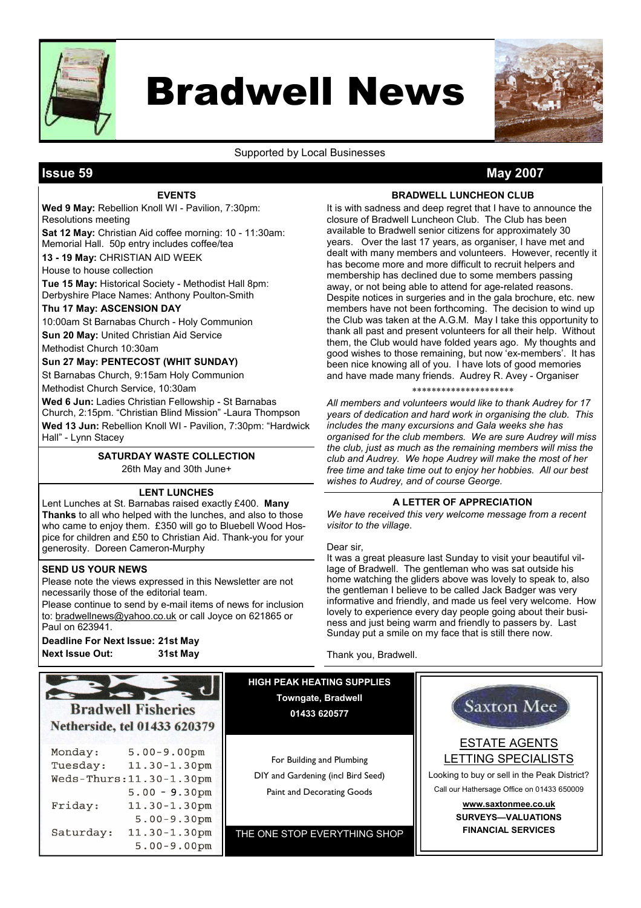# Bradwell News

Supported by Local Businesses

**Issue 59** **May 2007**

## EVENTS

**Wed 9 May:** Rebellion Knoll WI - Pavilion, 7:30pm: Resolutions meeting

**Sat 12 May:** Christian Aid coffee morning: 10 - 11:30am: Memorial Hall. 50p entry includes coffee/tea

**13 - 19 May:** CHRISTIAN AID WEEK
House to house collection

**Tue 15 May:** Historical Society - Methodist Hall 8pm: Derbyshire Place Names: Anthony Poulton-Smith

**Thu 17 May: ASCENSION DAY**
10:00am St Barnabas Church - Holy Communion

**Sun 20 May:** United Christian Aid Service
Methodist Church 10:30am

**Sun 27 May: PENTECOST (WHIT SUNDAY)**
St Barnabas Church, 9:15am Holy Communion
Methodist Church Service, 10:30am

**Wed 6 Jun:** Ladies Christian Fellowship - St Barnabas Church, 2:15pm. "Christian Blind Mission" -Laura Thompson

**Wed 13 Jun:** Rebellion Knoll WI - Pavilion, 7:30pm: "Hardwick Hall" - Lynn Stacey

## SATURDAY WASTE COLLECTION

26th May and 30th June+

## LENT LUNCHES

Lent Lunches at St. Barnabas raised exactly £400. **Many Thanks** to all who helped with the lunches, and also to those who came to enjoy them. £350 will go to Bluebell Wood Hospice for children and £50 to Christian Aid. Thank-you for your generosity. Doreen Cameron-Murphy

## SEND US YOUR NEWS

Please note the views expressed in this Newsletter are not necessarily those of the editorial team.
Please continue to send by e-mail items of news for inclusion to: bradwellnews@yahoo.co.uk or call Joyce on 621865 or Paul on 623941.

**Deadline For Next Issue: 21st May**
**Next Issue Out: 31st May**

## BRADWELL LUNCHEON CLUB

It is with sadness and deep regret that I have to announce the closure of Bradwell Luncheon Club. The Club has been available to Bradwell senior citizens for approximately 30 years. Over the last 17 years, as organiser, I have met and dealt with many members and volunteers. However, recently it has become more and more difficult to recruit helpers and membership has declined due to some members passing away, or not being able to attend for age-related reasons. Despite notices in surgeries and in the gala brochure, etc. new members have not been forthcoming. The decision to wind up the Club was taken at the A.G.M. May I take this opportunity to thank all past and present volunteers for all their help. Without them, the Club would have folded years ago. My thoughts and good wishes to those remaining, but now 'ex-members'. It has been nice knowing all of you. I have lots of good memories and have made many friends. Audrey R. Avey - Organiser

*********************

*All members and volunteers would like to thank Audrey for 17 years of dedication and hard work in organising the club. This includes the many excursions and Gala weeks she has organised for the club members. We are sure Audrey will miss the club, just as much as the remaining members will miss the club and Audrey. We hope Audrey will make the most of her free time and take time out to enjoy her hobbies. All our best wishes to Audrey, and of course George.*

## A LETTER OF APPRECIATION

*We have received this very welcome message from a recent visitor to the village.*

Dear sir,
It was a great pleasure last Sunday to visit your beautiful village of Bradwell. The gentleman who was sat outside his home watching the gliders above was lovely to speak to, also the gentleman I believe to be called Jack Badger was very informative and friendly, and made us feel very welcome. How lovely to experience every day people going about their business and just being warm and friendly to passers by. Last Sunday put a smile on my face that is still there now.

Thank you, Bradwell.

---

**Bradwell Fisheries**
**Netherside, tel 01433 620379**

| | |
|---|---|
| Monday: | 5.00-9.00pm |
| Tuesday: | 11.30-1.30pm |
| Weds-Thurs: | 11.30-1.30pm |
| | 5.00 - 9.30pm |
| Friday: | 11.30-1.30pm |
| | 5.00-9.30pm |
| Saturday: | 11.30-1.30pm |
| | 5.00-9.00pm |

**HIGH PEAK HEATING SUPPLIES**
**Towngate, Bradwell**
**01433 620577**

For Building and Plumbing
DIY and Gardening (incl Bird Seed)
Paint and Decorating Goods

THE ONE STOP EVERYTHING SHOP

**Saxton Mee**

ESTATE AGENTS
LETTING SPECIALISTS

Looking to buy or sell in the Peak District?
Call our Hathersage Office on 01433 650009

**www.saxtonmee.co.uk**
**SURVEYS—VALUATIONS**
**FINANCIAL SERVICES**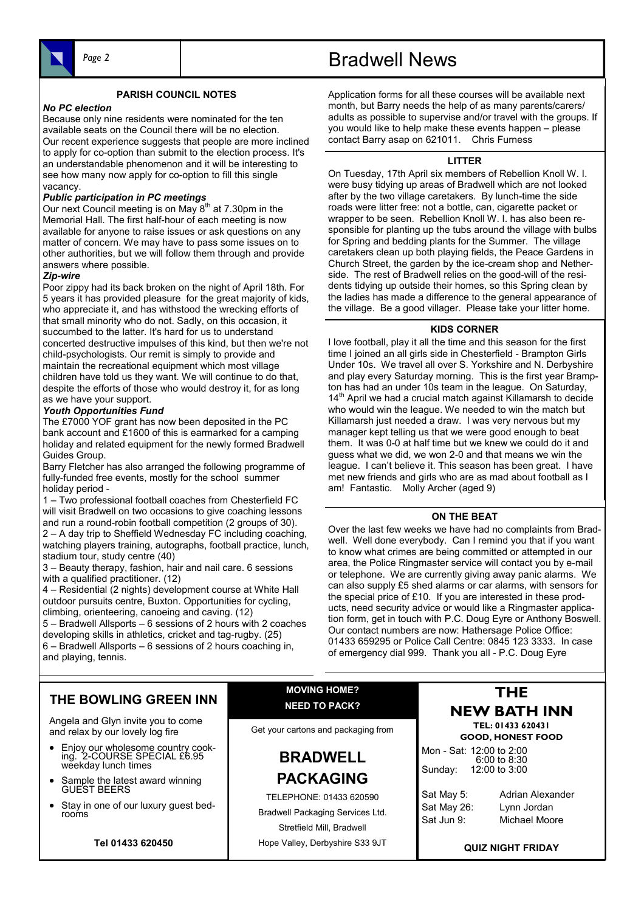## PARISH COUNCIL NOTES

### *No PC election*

Because only nine residents were nominated for the ten available seats on the Council there will be no election. Our recent experience suggests that people are more inclined to apply for co-option than submit to the election process. It's an understandable phenomenon and it will be interesting to see how many now apply for co-option to fill this single vacancy.

### *Public participation in PC meetings*

Our next Council meeting is on May 8th at 7.30pm in the Memorial Hall. The first half-hour of each meeting is now available for anyone to raise issues or ask questions on any matter of concern. We may have to pass some issues on to other authorities, but we will follow them through and provide answers where possible.

### *Zip-wire*

Poor zippy had its back broken on the night of April 18th. For 5 years it has provided pleasure for the great majority of kids, who appreciate it, and has withstood the wrecking efforts of that small minority who do not. Sadly, on this occasion, it succumbed to the latter. It's hard for us to understand concerted destructive impulses of this kind, but then we're not child-psychologists. Our remit is simply to provide and maintain the recreational equipment which most village children have told us they want. We will continue to do that, despite the efforts of those who would destroy it, for as long as we have your support.

### *Youth Opportunities Fund*

The £7000 YOF grant has now been deposited in the PC bank account and £1600 of this is earmarked for a camping holiday and related equipment for the newly formed Bradwell Guides Group.

Barry Fletcher has also arranged the following programme of fully-funded free events, mostly for the school summer holiday period -

1 – Two professional football coaches from Chesterfield FC will visit Bradwell on two occasions to give coaching lessons and run a round-robin football competition (2 groups of 30).
2 – A day trip to Sheffield Wednesday FC including coaching, watching players training, autographs, football practice, lunch, stadium tour, study centre (40)
3 – Beauty therapy, fashion, hair and nail care. 6 sessions with a qualified practitioner. (12)
4 – Residential (2 nights) development course at White Hall outdoor pursuits centre, Buxton. Opportunities for cycling, climbing, orienteering, canoeing and caving. (12)
5 – Bradwell Allsports – 6 sessions of 2 hours with 2 coaches developing skills in athletics, cricket and tag-rugby. (25)
6 – Bradwell Allsports – 6 sessions of 2 hours coaching in, and playing, tennis.

Application forms for all these courses will be available next month, but Barry needs the help of as many parents/carers/adults as possible to supervise and/or travel with the groups. If you would like to help make these events happen – please contact Barry asap on 621011. Chris Furness

## LITTER

On Tuesday, 17th April six members of Rebellion Knoll W. I. were busy tidying up areas of Bradwell which are not looked after by the two village caretakers. By lunch-time the side roads were litter free: not a bottle, can, cigarette packet or wrapper to be seen. Rebellion Knoll W. I. has also been responsible for planting up the tubs around the village with bulbs for Spring and bedding plants for the Summer. The village caretakers clean up both playing fields, the Peace Gardens in Church Street, the garden by the ice-cream shop and Netherside. The rest of Bradwell relies on the good-will of the residents tidying up outside their homes, so this Spring clean by the ladies has made a difference to the general appearance of the village. Be a good villager. Please take your litter home.

## KIDS CORNER

I love football, play it all the time and this season for the first time I joined an all girls side in Chesterfield - Brampton Girls Under 10s. We travel all over S. Yorkshire and N. Derbyshire and play every Saturday morning. This is the first year Brampton has had an under 10s team in the league. On Saturday, 14th April we had a crucial match against Killamarsh to decide who would win the league. We needed to win the match but Killamarsh just needed a draw. I was very nervous but my manager kept telling us that we were good enough to beat them. It was 0-0 at half time but we knew we could do it and guess what we did, we won 2-0 and that means we win the league. I can't believe it. This season has been great. I have met new friends and girls who are as mad about football as I am! Fantastic. Molly Archer (aged 9)

## ON THE BEAT

Over the last few weeks we have had no complaints from Bradwell. Well done everybody. Can I remind you that if you want to know what crimes are being committed or attempted in our area, the Police Ringmaster service will contact you by e-mail or telephone. We are currently giving away panic alarms. We can also supply £5 shed alarms or car alarms, with sensors for the special price of £10. If you are interested in these products, need security advice or would like a Ringmaster application form, get in touch with P.C. Doug Eyre or Anthony Boswell. Our contact numbers are now: Hathersage Police Office: 01433 659295 or Police Call Centre: 0845 123 3333. In case of emergency dial 999. Thank you all - P.C. Doug Eyre

## THE BOWLING GREEN INN

Angela and Glyn invite you to come and relax by our lovely log fire

- Enjoy our wholesome country cooking. 2-COURSE SPECIAL £6.95 weekday lunch times
- Sample the latest award winning GUEST BEERS
- Stay in one of our luxury guest bedrooms

**Tel 01433 620450**

**MOVING HOME?**
**NEED TO PACK?**

Get your cartons and packaging from

## BRADWELL PACKAGING

TELEPHONE: 01433 620590
Bradwell Packaging Services Ltd.
Stretfield Mill, Bradwell
Hope Valley, Derbyshire S33 9JT

## THE NEW BATH INN

**TEL: 01433 620431**
**GOOD, HONEST FOOD**

Mon - Sat: 12:00 to 2:00
6:00 to 8:30
Sunday: 12:00 to 3:00

Sat May 5: Adrian Alexander
Sat May 26: Lynn Jordan
Sat Jun 9: Michael Moore

**QUIZ NIGHT FRIDAY**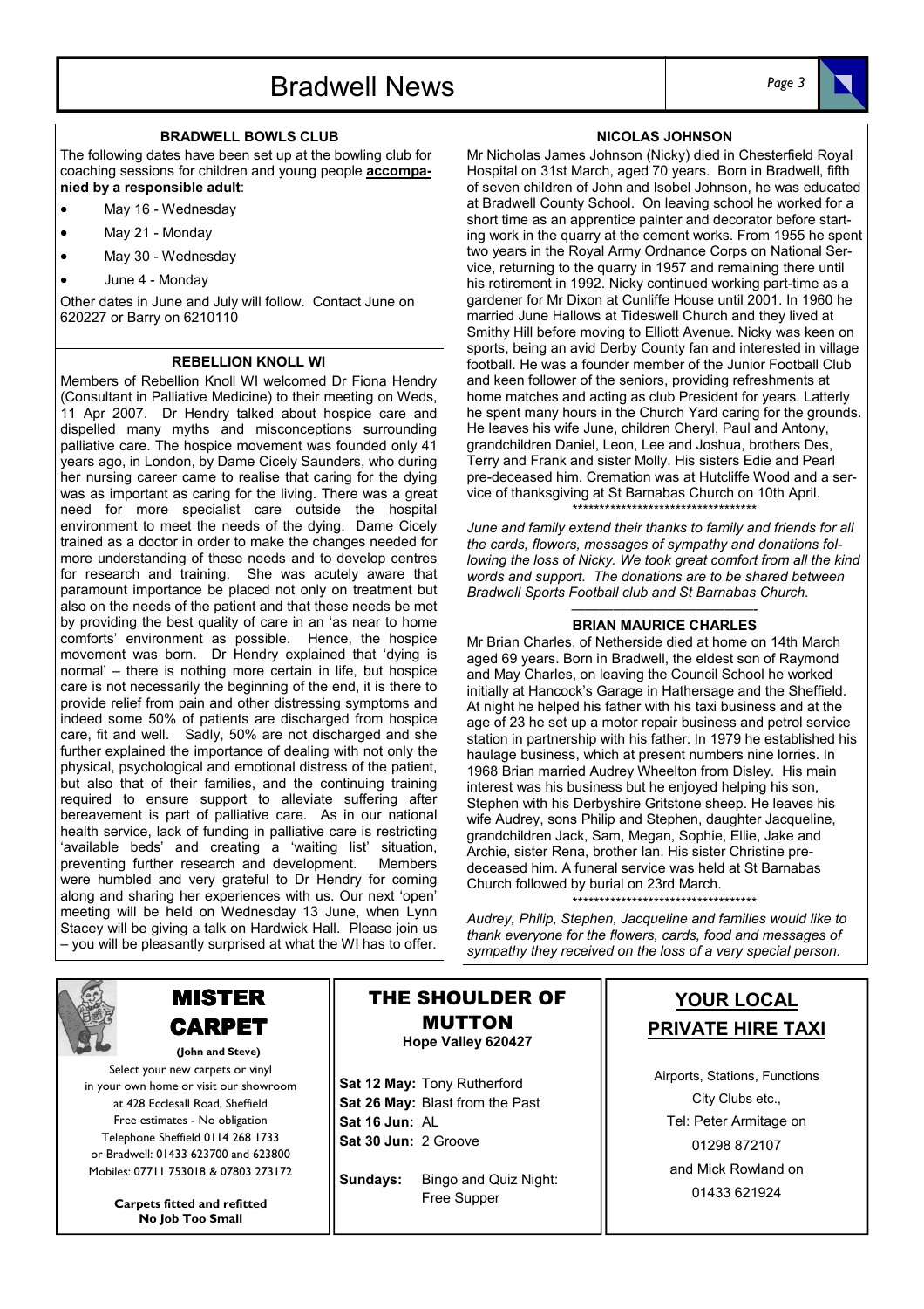## BRADWELL BOWLS CLUB

The following dates have been set up at the bowling club for coaching sessions for children and young people **accompanied by a responsible adult**:

- May 16 - Wednesday
- May 21 - Monday
- May 30 - Wednesday
- June 4 - Monday

Other dates in June and July will follow. Contact June on 620227 or Barry on 6210110

## REBELLION KNOLL WI

Members of Rebellion Knoll WI welcomed Dr Fiona Hendry (Consultant in Palliative Medicine) to their meeting on Weds, 11 Apr 2007. Dr Hendry talked about hospice care and dispelled many myths and misconceptions surrounding palliative care. The hospice movement was founded only 41 years ago, in London, by Dame Cicely Saunders, who during her nursing career came to realise that caring for the dying was as important as caring for the living. There was a great need for more specialist care outside the hospital environment to meet the needs of the dying. Dame Cicely trained as a doctor in order to make the changes needed for more understanding of these needs and to develop centres for research and training. She was acutely aware that paramount importance be placed not only on treatment but also on the needs of the patient and that these needs be met by providing the best quality of care in an 'as near to home comforts' environment as possible. Hence, the hospice movement was born. Dr Hendry explained that 'dying is normal' – there is nothing more certain in life, but hospice care is not necessarily the beginning of the end, it is there to provide relief from pain and other distressing symptoms and indeed some 50% of patients are discharged from hospice care, fit and well. Sadly, 50% are not discharged and she further explained the importance of dealing with not only the physical, psychological and emotional distress of the patient, but also that of their families, and the continuing training required to ensure support to alleviate suffering after bereavement is part of palliative care. As in our national health service, lack of funding in palliative care is restricting 'available beds' and creating a 'waiting list' situation, preventing further research and development. Members were humbled and very grateful to Dr Hendry for coming along and sharing her experiences with us. Our next 'open' meeting will be held on Wednesday 13 June, when Lynn Stacey will be giving a talk on Hardwick Hall. Please join us – you will be pleasantly surprised at what the WI has to offer.

## NICOLAS JOHNSON

Mr Nicholas James Johnson (Nicky) died in Chesterfield Royal Hospital on 31st March, aged 70 years. Born in Bradwell, fifth of seven children of John and Isobel Johnson, he was educated at Bradwell County School. On leaving school he worked for a short time as an apprentice painter and decorator before starting work in the quarry at the cement works. From 1955 he spent two years in the Royal Army Ordnance Corps on National Service, returning to the quarry in 1957 and remaining there until his retirement in 1992. Nicky continued working part-time as a gardener for Mr Dixon at Cunliffe House until 2001. In 1960 he married June Hallows at Tideswell Church and they lived at Smithy Hill before moving to Elliott Avenue. Nicky was keen on sports, being an avid Derby County fan and interested in village football. He was a founder member of the Junior Football Club and keen follower of the seniors, providing refreshments at home matches and acting as club President for years. Latterly he spent many hours in the Church Yard caring for the grounds. He leaves his wife June, children Cheryl, Paul and Antony, grandchildren Daniel, Leon, Lee and Joshua, brothers Des, Terry and Frank and sister Molly. His sisters Edie and Pearl pre-deceased him. Cremation was at Hutcliffe Wood and a service of thanksgiving at St Barnabas Church on 10th April.

**********************************

*June and family extend their thanks to family and friends for all the cards, flowers, messages of sympathy and donations following the loss of Nicky. We took great comfort from all the kind words and support. The donations are to be shared between Bradwell Sports Football club and St Barnabas Church.*

## BRIAN MAURICE CHARLES

Mr Brian Charles, of Netherside died at home on 14th March aged 69 years. Born in Bradwell, the eldest son of Raymond and May Charles, on leaving the Council School he worked initially at Hancock's Garage in Hathersage and the Sheffield. At night he helped his father with his taxi business and at the age of 23 he set up a motor repair business and petrol service station in partnership with his father. In 1979 he established his haulage business, which at present numbers nine lorries. In 1968 Brian married Audrey Wheelton from Disley. His main interest was his business but he enjoyed helping his son, Stephen with his Derbyshire Gritstone sheep. He leaves his wife Audrey, sons Philip and Stephen, daughter Jacqueline, grandchildren Jack, Sam, Megan, Sophie, Ellie, Jake and Archie, sister Rena, brother Ian. His sister Christine predeceased him. A funeral service was held at St Barnabas Church followed by burial on 23rd March.

**********************************

*Audrey, Philip, Stephen, Jacqueline and families would like to thank everyone for the flowers, cards, food and messages of sympathy they received on the loss of a very special person.*

---

## MISTER CARPET

**(John and Steve)**

Select your new carpets or vinyl in your own home or visit our showroom at 428 Ecclesall Road, Sheffield

Free estimates - No obligation

Telephone Sheffield 0114 268 1733 or Bradwell: 01433 623700 and 623800

Mobiles: 07711 753018 & 07803 273172

**Carpets fitted and refitted**
**No Job Too Small**

## THE SHOULDER OF MUTTON

**Hope Valley 620427**

**Sat 12 May:** Tony Rutherford
**Sat 26 May:** Blast from the Past
**Sat 16 Jun:** AL
**Sat 30 Jun:** 2 Groove

**Sundays:** Bingo and Quiz Night: Free Supper

## YOUR LOCAL PRIVATE HIRE TAXI

Airports, Stations, Functions

City Clubs etc.,

Tel: Peter Armitage on 01298 872107

and Mick Rowland on 01433 621924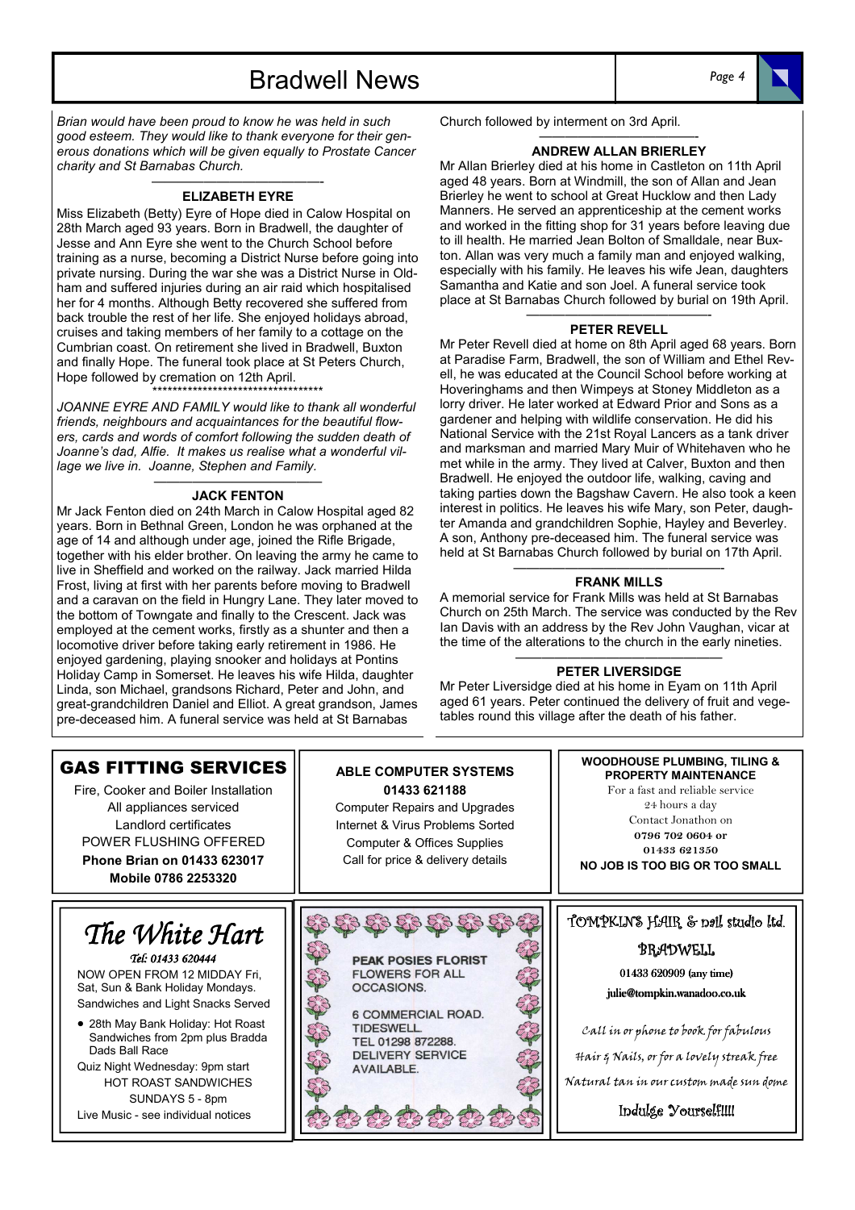*Brian would have been proud to know he was held in such good esteem. They would like to thank everyone for their generous donations which will be given equally to Prostate Cancer charity and St Barnabas Church.*

### ELIZABETH EYRE

Miss Elizabeth (Betty) Eyre of Hope died in Calow Hospital on 28th March aged 93 years. Born in Bradwell, the daughter of Jesse and Ann Eyre she went to the Church School before training as a nurse, becoming a District Nurse before going into private nursing. During the war she was a District Nurse in Oldham and suffered injuries during an air raid which hospitalised her for 4 months. Although Betty recovered she suffered from back trouble the rest of her life. She enjoyed holidays abroad, cruises and taking members of her family to a cottage on the Cumbrian coast. On retirement she lived in Bradwell, Buxton and finally Hope. The funeral took place at St Peters Church, Hope followed by cremation on 12th April.

***********************************

*JOANNE EYRE AND FAMILY would like to thank all wonderful friends, neighbours and acquaintances for the beautiful flowers, cards and words of comfort following the sudden death of Joanne's dad, Alfie. It makes us realise what a wonderful village we live in. Joanne, Stephen and Family.*

### JACK FENTON

Mr Jack Fenton died on 24th March in Calow Hospital aged 82 years. Born in Bethnal Green, London he was orphaned at the age of 14 and although under age, joined the Rifle Brigade, together with his elder brother. On leaving the army he came to live in Sheffield and worked on the railway. Jack married Hilda Frost, living at first with her parents before moving to Bradwell and a caravan on the field in Hungry Lane. They later moved to the bottom of Towngate and finally to the Crescent. Jack was employed at the cement works, firstly as a shunter and then a locomotive driver before taking early retirement in 1986. He enjoyed gardening, playing snooker and holidays at Pontins Holiday Camp in Somerset. He leaves his wife Hilda, daughter Linda, son Michael, grandsons Richard, Peter and John, and great-grandchildren Daniel and Elliot. A great grandson, James pre-deceased him. A funeral service was held at St Barnabas Church followed by interment on 3rd April.

### ANDREW ALLAN BRIERLEY

Mr Allan Brierley died at his home in Castleton on 11th April aged 48 years. Born at Windmill, the son of Allan and Jean Brierley he went to school at Great Hucklow and then Lady Manners. He served an apprenticeship at the cement works and worked in the fitting shop for 31 years before leaving due to ill health. He married Jean Bolton of Smalldale, near Buxton. Allan was very much a family man and enjoyed walking, especially with his family. He leaves his wife Jean, daughters Samantha and Katie and son Joel. A funeral service took place at St Barnabas Church followed by burial on 19th April.

### PETER REVELL

Mr Peter Revell died at home on 8th April aged 68 years. Born at Paradise Farm, Bradwell, the son of William and Ethel Revell, he was educated at the Council School before working at Hoveringhams and then Wimpeys at Stoney Middleton as a lorry driver. He later worked at Edward Prior and Sons as a gardener and helping with wildlife conservation. He did his National Service with the 21st Royal Lancers as a tank driver and marksman and married Mary Muir of Whitehaven who he met while in the army. They lived at Calver, Buxton and then Bradwell. He enjoyed the outdoor life, walking, caving and taking parties down the Bagshaw Cavern. He also took a keen interest in politics. He leaves his wife Mary, son Peter, daughter Amanda and grandchildren Sophie, Hayley and Beverley. A son, Anthony pre-deceased him. The funeral service was held at St Barnabas Church followed by burial on 17th April.

### FRANK MILLS

A memorial service for Frank Mills was held at St Barnabas Church on 25th March. The service was conducted by the Rev Ian Davis with an address by the Rev John Vaughan, vicar at the time of the alterations to the church in the early nineties.

### PETER LIVERSIDGE

Mr Peter Liversidge died at his home in Eyam on 11th April aged 61 years. Peter continued the delivery of fruit and vegetables round this village after the death of his father.

---

## GAS FITTING SERVICES

Fire, Cooker and Boiler Installation
All appliances serviced
Landlord certificates
POWER FLUSHING OFFERED
**Phone Brian on 01433 623017**
**Mobile 0786 2253320**

---

**ABLE COMPUTER SYSTEMS**
**01433 621188**
Computer Repairs and Upgrades
Internet & Virus Problems Sorted
Computer & Offices Supplies
Call for price & delivery details

---

**WOODHOUSE PLUMBING, TILING & PROPERTY MAINTENANCE**
For a fast and reliable service
24 hours a day
Contact Jonathon on
**0796 702 0604 or**
**01433 621350**
**NO JOB IS TOO BIG OR TOO SMALL**

---

## *The White Hart*

*Tel: 01433 620444*
NOW OPEN FROM 12 MIDDAY Fri, Sat, Sun & Bank Holiday Mondays.
Sandwiches and Light Snacks Served

- 28th May Bank Holiday: Hot Roast Sandwiches from 2pm plus Bradda Dads Ball Race

Quiz Night Wednesday: 9pm start
HOT ROAST SANDWICHES
SUNDAYS 5 - 8pm
Live Music - see individual notices

---

**PEAK POSIES FLORIST**
FLOWERS FOR ALL OCCASIONS.

6 COMMERCIAL ROAD.
TIDESWELL.
TEL 01298 872288.
DELIVERY SERVICE AVAILABLE.

---

TOMPKINS HAIR & nail studio ltd.
BRADWELL
**01433 620909 (any time)**
**julie@tompkin.wanadoo.co.uk**

*Call in or phone to book for fabulous Hair & Nails, or for a lovely streak free Natural tan in our custom made sun dome*

Indulge Yourself!!!!